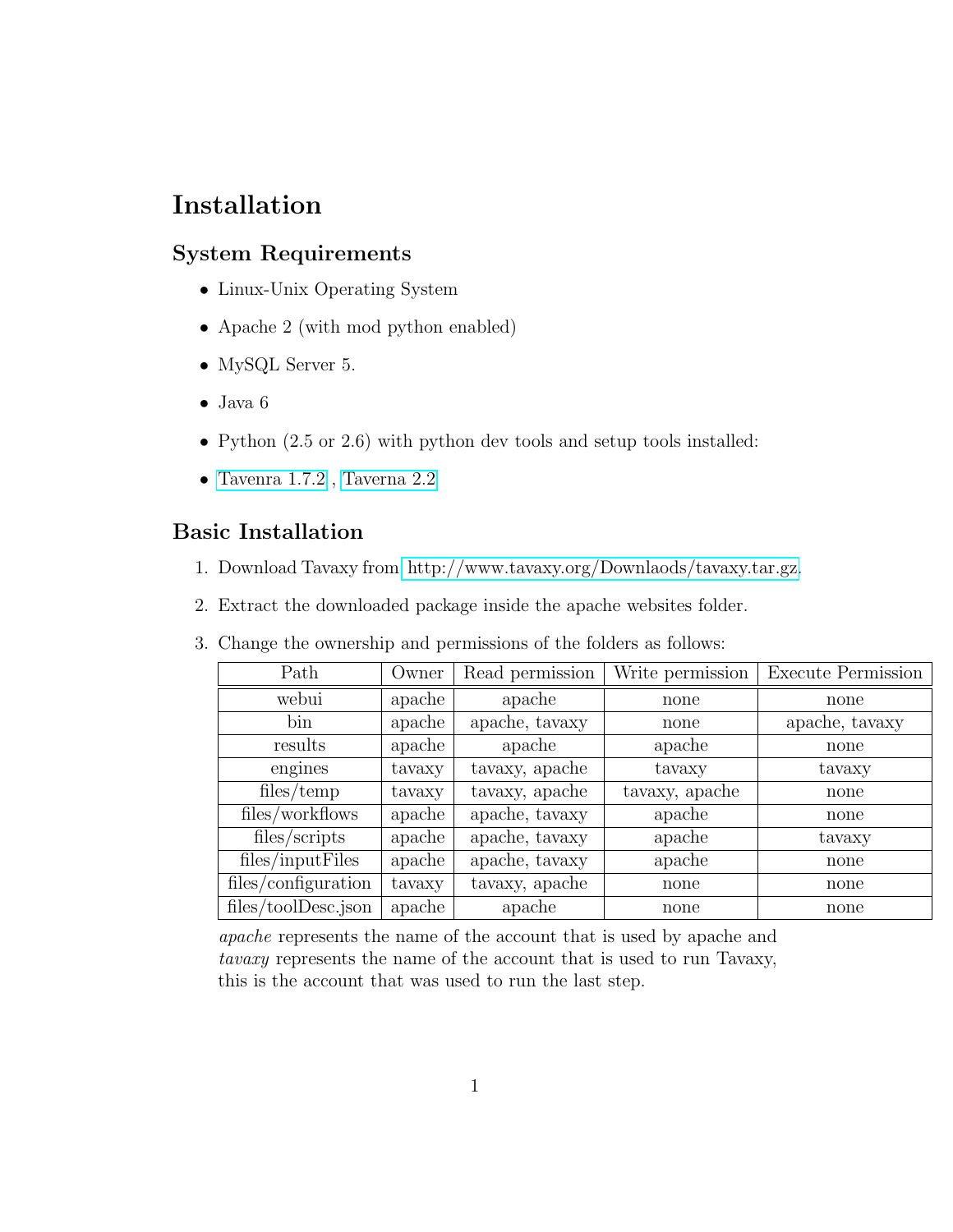# Installation

## System Requirements

- Linux-Unix Operating System
- Apache 2 (with mod python enabled)
- MySQL Server 5.
- Java 6
- Python (2.5 or 2.6) with python dev tools and setup tools installed:
- Tavenra 1.7.2 , Taverna 2.2

## Basic Installation

1. Download Tavaxy from http://www.tavaxy.org/Downlaods/tavaxy.tar.gz.
2. Extract the downloaded package inside the apache websites folder.
3. Change the ownership and permissions of the folders as follows:

| Path | Owner | Read permission | Write permission | Execute Permission |
|---|---|---|---|---|
| webui | apache | apache | none | none |
| bin | apache | apache, tavaxy | none | apache, tavaxy |
| results | apache | apache | apache | none |
| engines | tavaxy | tavaxy, apache | tavaxy | tavaxy |
| files/temp | tavaxy | tavaxy, apache | tavaxy, apache | none |
| files/workflows | apache | apache, tavaxy | apache | none |
| files/scripts | apache | apache, tavaxy | apache | tavaxy |
| files/inputFiles | apache | apache, tavaxy | apache | none |
| files/configuration | tavaxy | tavaxy, apache | none | none |
| files/toolDesc.json | apache | apache | none | none |

*apache* represents the name of the account that is used by apache and *tavaxy* represents the name of the account that is used to run Tavaxy, this is the account that was used to run the last step.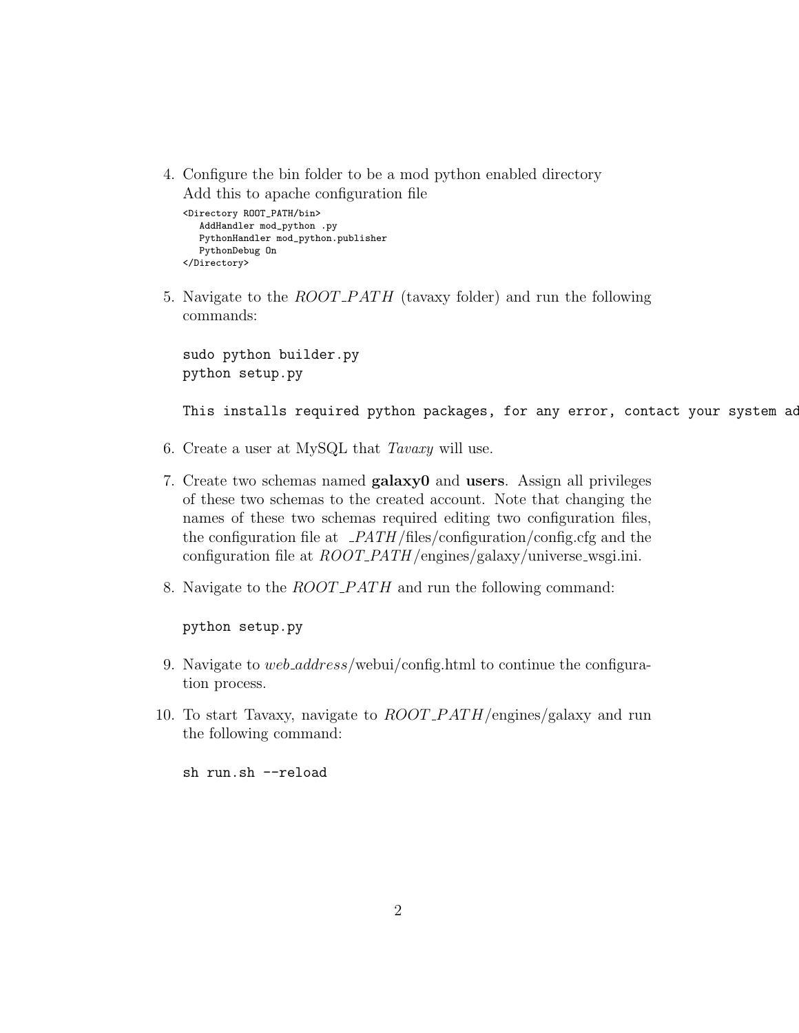4. Configure the bin folder to be a mod python enabled directory
   Add this to apache configuration file

```
<Directory ROOT_PATH/bin>
   AddHandler mod_python .py
   PythonHandler mod_python.publisher
   PythonDebug On
</Directory>
```

5. Navigate to the *ROOT_PATH* (tavaxy folder) and run the following commands:

```
sudo python builder.py
python setup.py

This installs required python packages, for any error, contact your system ad
```

6. Create a user at MySQL that *Tavaxy* will use.

7. Create two schemas named **galaxy0** and **users**. Assign all privileges of these two schemas to the created account. Note that changing the names of these two schemas required editing two configuration files, the configuration file at *_PATH*/files/configuration/config.cfg and the configuration file at *ROOT_PATH*/engines/galaxy/universe_wsgi.ini.

8. Navigate to the *ROOT_PATH* and run the following command:

```
python setup.py
```

9. Navigate to *web_address*/webui/config.html to continue the configuration process.

10. To start Tavaxy, navigate to *ROOT_PATH*/engines/galaxy and run the following command:

```
sh run.sh --reload
```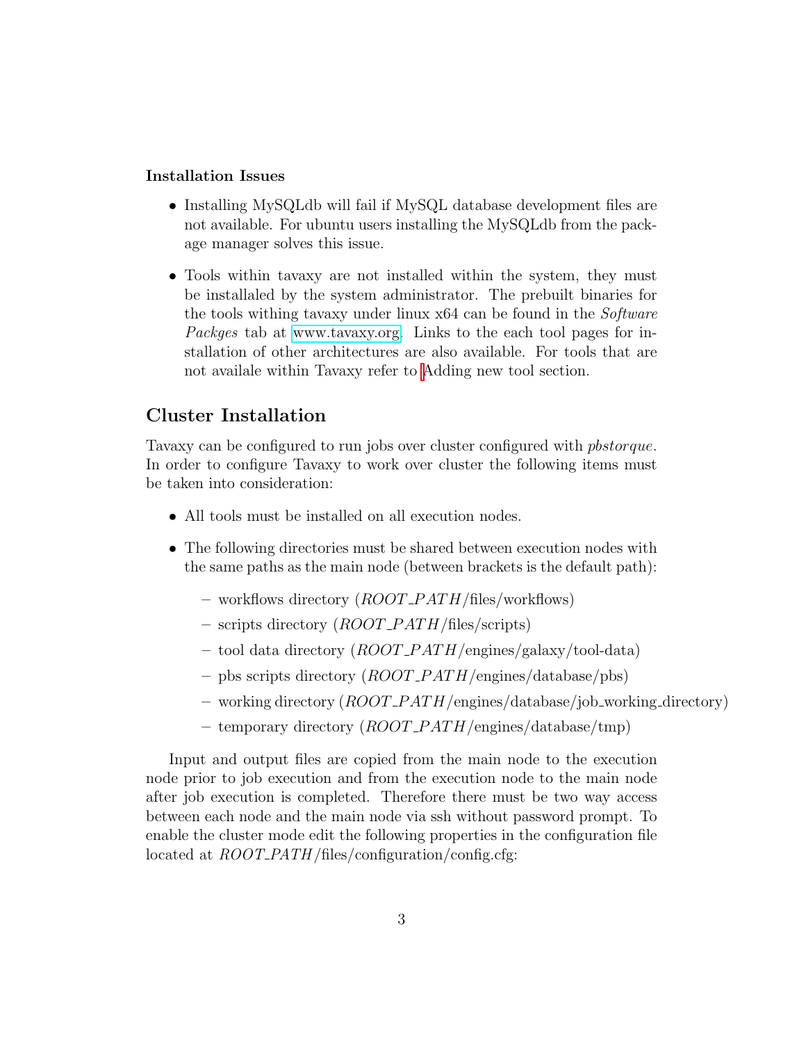**Installation Issues**

- Installing MySQLdb will fail if MySQL database development files are not available. For ubuntu users installing the MySQLdb from the package manager solves this issue.
- Tools within tavaxy are not installed within the system, they must be installaled by the system administrator. The prebuilt binaries for the tools withing tavaxy under linux x64 can be found in the *Software Packges* tab at www.tavaxy.org. Links to the each tool pages for installation of other architectures are also available. For tools that are not availale within Tavaxy refer to Adding new tool section.

## Cluster Installation

Tavaxy can be configured to run jobs over cluster configured with *pbstorque*. In order to configure Tavaxy to work over cluster the following items must be taken into consideration:

- All tools must be installed on all execution nodes.
- The following directories must be shared between execution nodes with the same paths as the main node (between brackets is the default path):
  - workflows directory (*ROOT_PATH*/files/workflows)
  - scripts directory (*ROOT_PATH*/files/scripts)
  - tool data directory (*ROOT_PATH*/engines/galaxy/tool-data)
  - pbs scripts directory (*ROOT_PATH*/engines/database/pbs)
  - working directory (*ROOT_PATH*/engines/database/job_working_directory)
  - temporary directory (*ROOT_PATH*/engines/database/tmp)

Input and output files are copied from the main node to the execution node prior to job execution and from the execution node to the main node after job execution is completed. Therefore there must be two way access between each node and the main node via ssh without password prompt. To enable the cluster mode edit the following properties in the configuration file located at *ROOT_PATH*/files/configuration/config.cfg: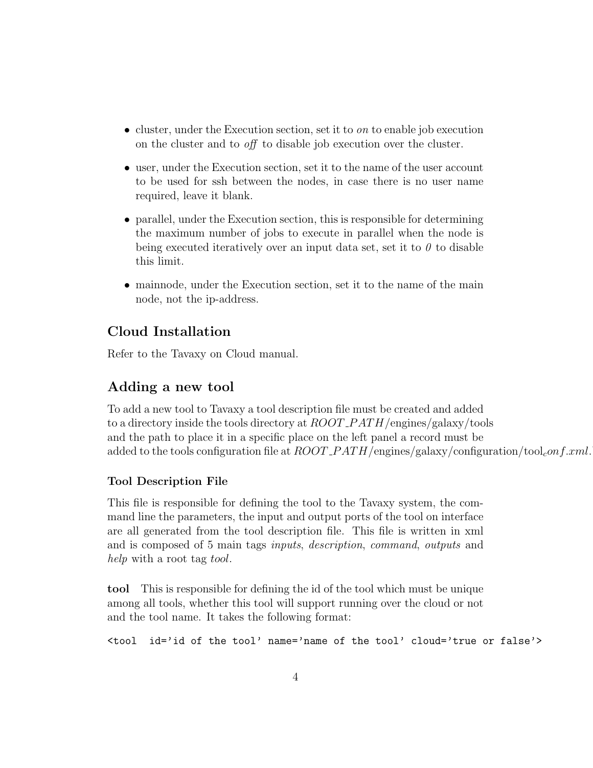- cluster, under the Execution section, set it to *on* to enable job execution on the cluster and to *off* to disable job execution over the cluster.
- user, under the Execution section, set it to the name of the user account to be used for ssh between the nodes, in case there is no user name required, leave it blank.
- parallel, under the Execution section, this is responsible for determining the maximum number of jobs to execute in parallel when the node is being executed iteratively over an input data set, set it to *0* to disable this limit.
- mainnode, under the Execution section, set it to the name of the main node, not the ip-address.

## Cloud Installation

Refer to the Tavaxy on Cloud manual.

## Adding a new tool

To add a new tool to Tavaxy a tool description file must be created and added to a directory inside the tools directory at $ROOT\_PATH$/engines/galaxy/tools and the path to place it in a specific place on the left panel a record must be added to the tools configuration file at $ROOT\_PATH$/engines/galaxy/configuration/tool$_{c}onf.xml$.

### Tool Description File

This file is responsible for defining the tool to the Tavaxy system, the command line the parameters, the input and output ports of the tool on interface are all generated from the tool description file. This file is written in xml and is composed of 5 main tags *inputs*, *description*, *command*, *outputs* and *help* with a root tag *tool*.

**tool** This is responsible for defining the id of the tool which must be unique among all tools, whether this tool will support running over the cloud or not and the tool name. It takes the following format:

```
<tool  id='id of the tool' name='name of the tool' cloud='true or false'>
```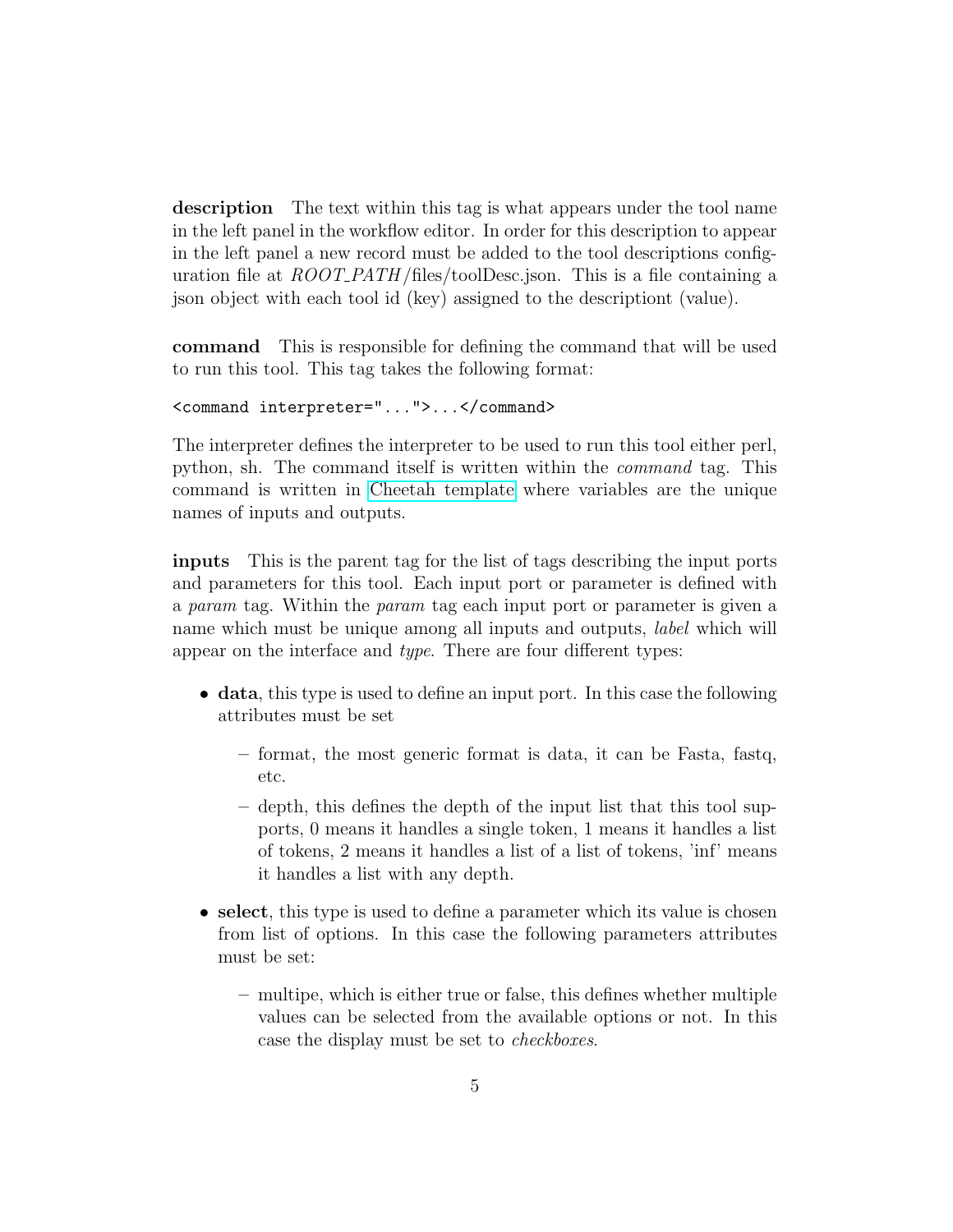**description** The text within this tag is what appears under the tool name in the left panel in the workflow editor. In order for this description to appear in the left panel a new record must be added to the tool descriptions configuration file at *ROOT_PATH*/files/toolDesc.json. This is a file containing a json object with each tool id (key) assigned to the descriptiont (value).

**command** This is responsible for defining the command that will be used to run this tool. This tag takes the following format:

```
<command interpreter="...">...</command>
```

The interpreter defines the interpreter to be used to run this tool either perl, python, sh. The command itself is written within the *command* tag. This command is written in Cheetah template where variables are the unique names of inputs and outputs.

**inputs** This is the parent tag for the list of tags describing the input ports and parameters for this tool. Each input port or parameter is defined with a *param* tag. Within the *param* tag each input port or parameter is given a name which must be unique among all inputs and outputs, *label* which will appear on the interface and *type*. There are four different types:

- **data**, this type is used to define an input port. In this case the following attributes must be set
  - format, the most generic format is data, it can be Fasta, fastq, etc.
  - depth, this defines the depth of the input list that this tool supports, 0 means it handles a single token, 1 means it handles a list of tokens, 2 means it handles a list of a list of tokens, 'inf' means it handles a list with any depth.
- **select**, this type is used to define a parameter which its value is chosen from list of options. In this case the following parameters attributes must be set:
  - multipe, which is either true or false, this defines whether multiple values can be selected from the available options or not. In this case the display must be set to *checkboxes*.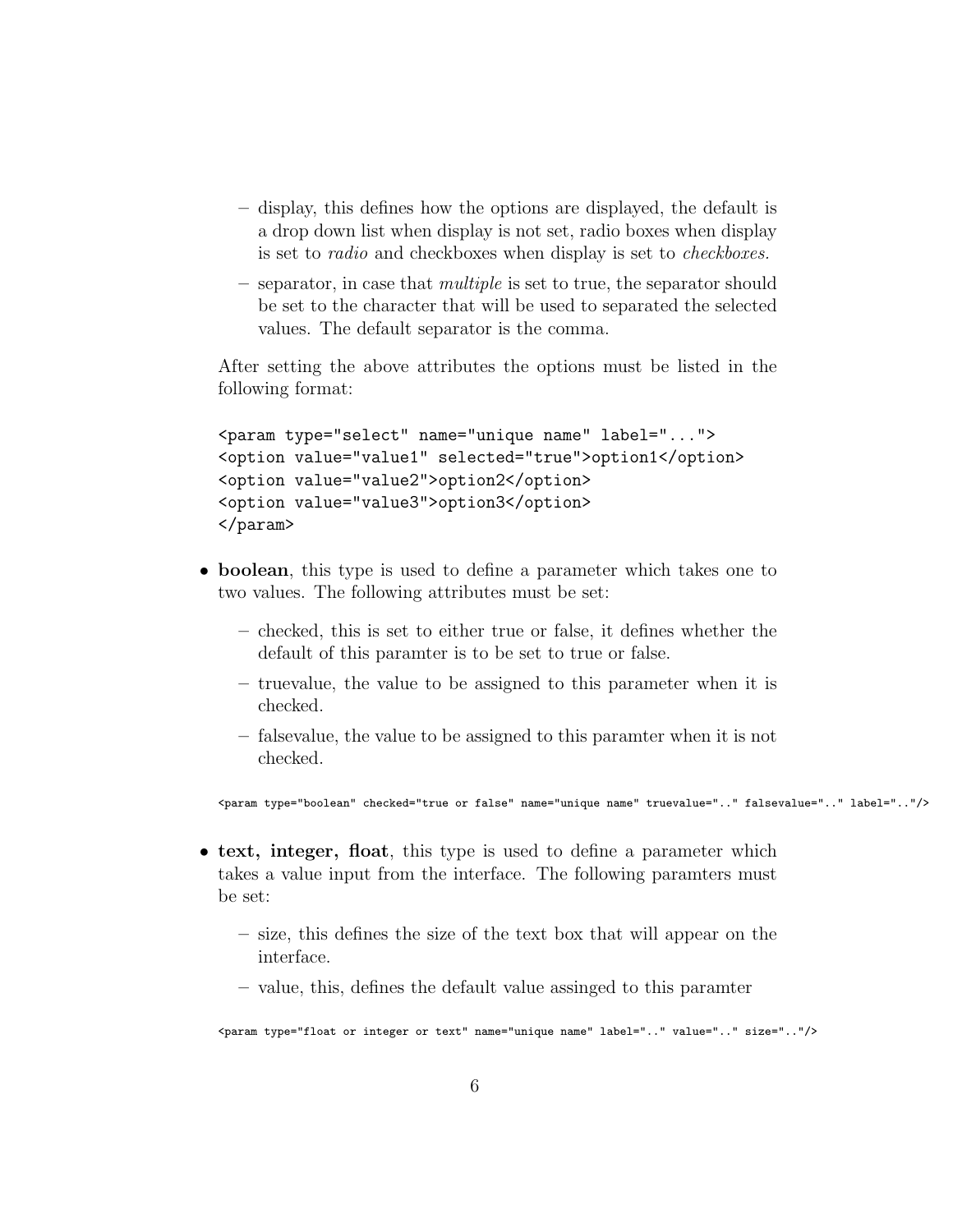- display, this defines how the options are displayed, the default is a drop down list when display is not set, radio boxes when display is set to *radio* and checkboxes when display is set to *checkboxes.*
  - separator, in case that *multiple* is set to true, the separator should be set to the character that will be used to separated the selected values. The default separator is the comma.

  After setting the above attributes the options must be listed in the following format:

```
<param type="select" name="unique name" label="...">
<option value="value1" selected="true">option1</option>
<option value="value2">option2</option>
<option value="value3">option3</option>
</param>
```

- **boolean**, this type is used to define a parameter which takes one to two values. The following attributes must be set:
  - checked, this is set to either true or false, it defines whether the default of this paramter is to be set to true or false.
  - truevalue, the value to be assigned to this parameter when it is checked.
  - falsevalue, the value to be assigned to this paramter when it is not checked.

```
<param type="boolean" checked="true or false" name="unique name" truevalue=".." falsevalue=".." label=".."/>
```

- **text, integer, float**, this type is used to define a parameter which takes a value input from the interface. The following paramters must be set:
  - size, this defines the size of the text box that will appear on the interface.
  - value, this, defines the default value assinged to this paramter

```
<param type="float or integer or text" name="unique name" label=".." value=".." size=".."/>
```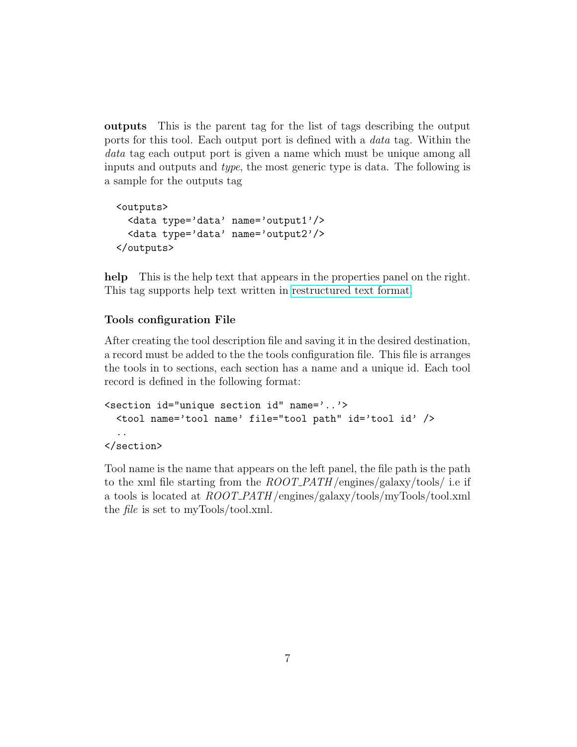**outputs** This is the parent tag for the list of tags describing the output ports for this tool. Each output port is defined with a *data* tag. Within the *data* tag each output port is given a name which must be unique among all inputs and outputs and *type*, the most generic type is data. The following is a sample for the outputs tag

```
<outputs>
  <data type='data' name='output1'/>
  <data type='data' name='output2'/>
</outputs>
```

**help** This is the help text that appears in the properties panel on the right. This tag supports help text written in restructured text format.

### Tools configuration File

After creating the tool description file and saving it in the desired destination, a record must be added to the the tools configuration file. This file is arranges the tools in to sections, each section has a name and a unique id. Each tool record is defined in the following format:

```
<section id="unique section id" name='..'>
  <tool name='tool name' file="tool path" id='tool id' />
  ..
</section>
```

Tool name is the name that appears on the left panel, the file path is the path to the xml file starting from the *ROOT_PATH*/engines/galaxy/tools/ i.e if a tools is located at *ROOT_PATH*/engines/galaxy/tools/myTools/tool.xml the *file* is set to myTools/tool.xml.